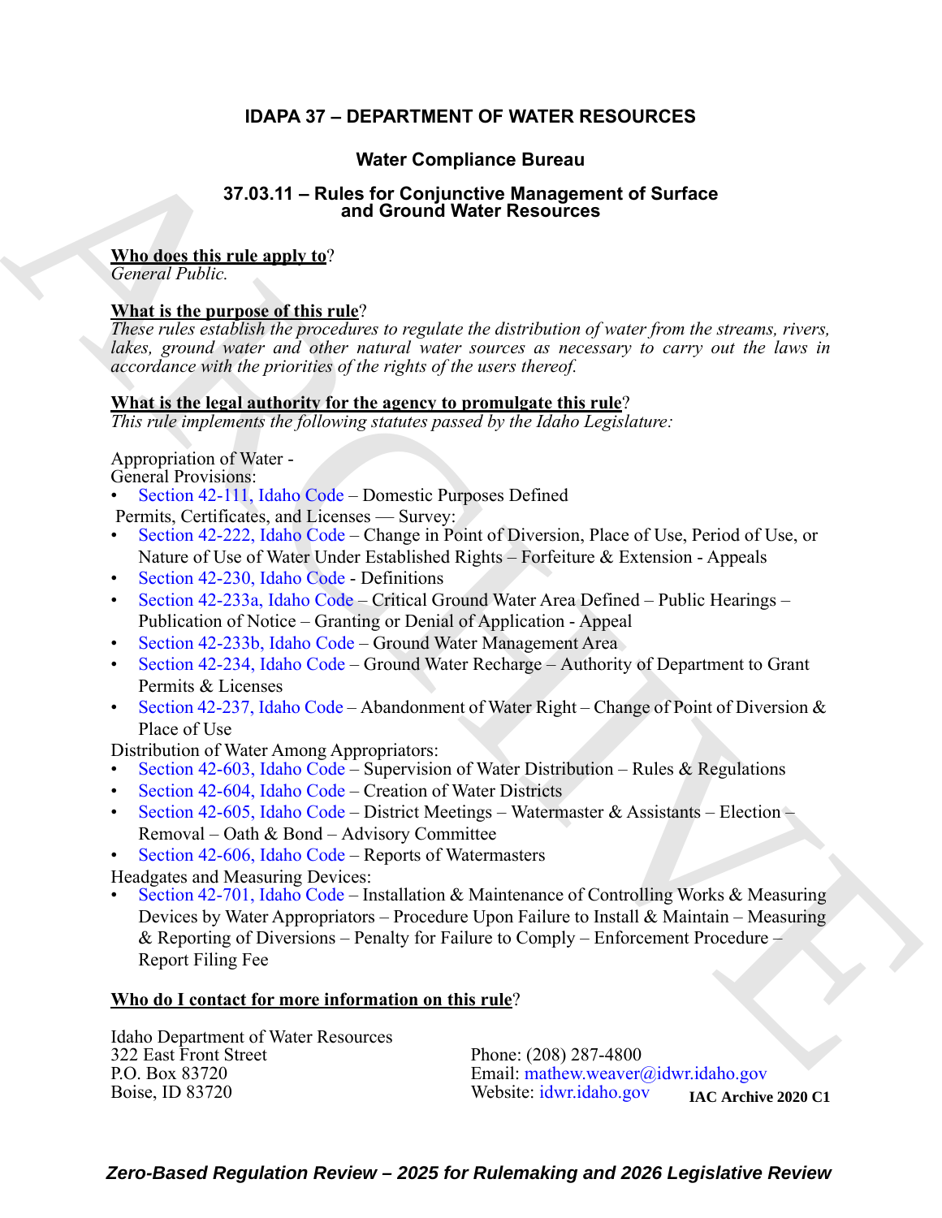# IDAPA 37 – DEPARTMENT OF WATER RESOURCES

## Water Compliance Bureau

## 37.03.11 – Rules for Conjunctive Management of Surface and Ground Water Resources

**Who does this rule apply to**?
*General Public.*

**What is the purpose of this rule**?
*These rules establish the procedures to regulate the distribution of water from the streams, rivers, lakes, ground water and other natural water sources as necessary to carry out the laws in accordance with the priorities of the rights of the users thereof.*

**What is the legal authority for the agency to promulgate this rule**?
*This rule implements the following statutes passed by the Idaho Legislature:*

Appropriation of Water - General Provisions:
- Section 42-111, Idaho Code – Domestic Purposes Defined

Permits, Certificates, and Licenses — Survey:
- Section 42-222, Idaho Code – Change in Point of Diversion, Place of Use, Period of Use, or Nature of Use of Water Under Established Rights – Forfeiture & Extension - Appeals
- Section 42-230, Idaho Code - Definitions
- Section 42-233a, Idaho Code – Critical Ground Water Area Defined – Public Hearings – Publication of Notice – Granting or Denial of Application - Appeal
- Section 42-233b, Idaho Code – Ground Water Management Area
- Section 42-234, Idaho Code – Ground Water Recharge – Authority of Department to Grant Permits & Licenses
- Section 42-237, Idaho Code – Abandonment of Water Right – Change of Point of Diversion & Place of Use

Distribution of Water Among Appropriators:
- Section 42-603, Idaho Code – Supervision of Water Distribution – Rules & Regulations
- Section 42-604, Idaho Code – Creation of Water Districts
- Section 42-605, Idaho Code – District Meetings – Watermaster & Assistants – Election – Removal – Oath & Bond – Advisory Committee
- Section 42-606, Idaho Code – Reports of Watermasters

Headgates and Measuring Devices:
- Section 42-701, Idaho Code – Installation & Maintenance of Controlling Works & Measuring Devices by Water Appropriators – Procedure Upon Failure to Install & Maintain – Measuring & Reporting of Diversions – Penalty for Failure to Comply – Enforcement Procedure – Report Filing Fee

**Who do I contact for more information on this rule**?

Idaho Department of Water Resources
322 East Front Street
P.O. Box 83720
Boise, ID 83720

Phone: (208) 287-4800
Email: mathew.weaver@idwr.idaho.gov
Website: idwr.idaho.gov

**IAC Archive 2020 C1**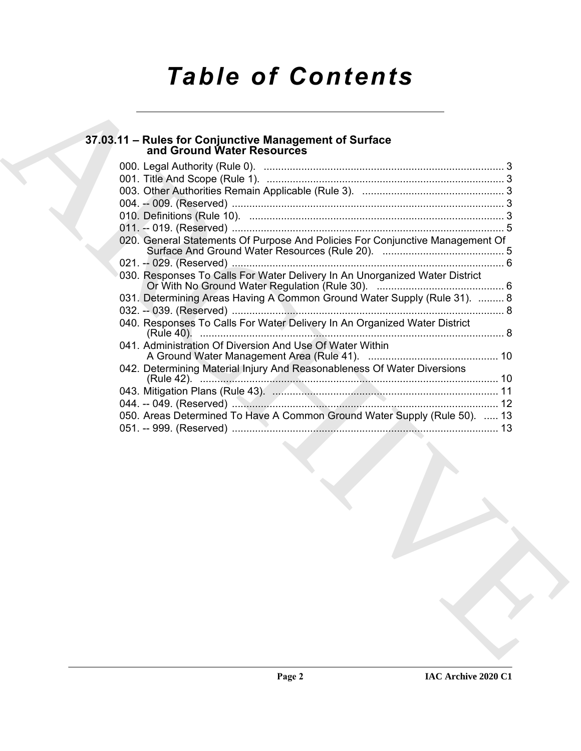# Table of Contents

## 37.03.11 – Rules for Conjunctive Management of Surface and Ground Water Resources

000. Legal Authority (Rule 0). ..... 3
001. Title And Scope (Rule 1). ..... 3
003. Other Authorities Remain Applicable (Rule 3). ..... 3
004. -- 009. (Reserved) ..... 3
010. Definitions (Rule 10). ..... 3
011. -- 019. (Reserved) ..... 5
020. General Statements Of Purpose And Policies For Conjunctive Management Of Surface And Ground Water Resources (Rule 20). ..... 5
021. -- 029. (Reserved) ..... 6
030. Responses To Calls For Water Delivery In An Unorganized Water District Or With No Ground Water Regulation (Rule 30). ..... 6
031. Determining Areas Having A Common Ground Water Supply (Rule 31). ..... 8
032. -- 039. (Reserved) ..... 8
040. Responses To Calls For Water Delivery In An Organized Water District (Rule 40). ..... 8
041. Administration Of Diversion And Use Of Water Within A Ground Water Management Area (Rule 41). ..... 10
042. Determining Material Injury And Reasonableness Of Water Diversions (Rule 42). ..... 10
043. Mitigation Plans (Rule 43). ..... 11
044. -- 049. (Reserved) ..... 12
050. Areas Determined To Have A Common Ground Water Supply (Rule 50). ..... 13
051. -- 999. (Reserved) ..... 13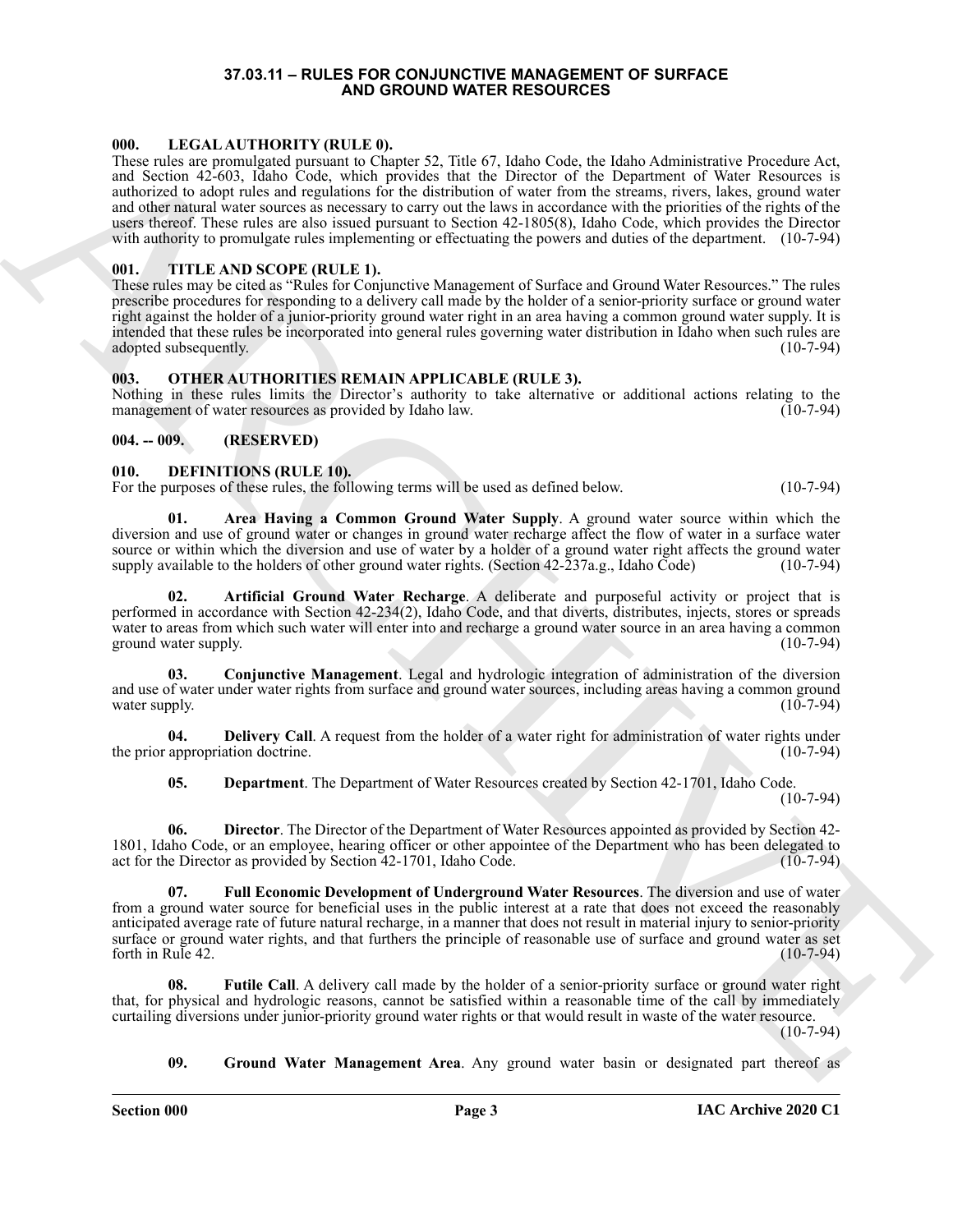# 37.03.11 – RULES FOR CONJUNCTIVE MANAGEMENT OF SURFACE AND GROUND WATER RESOURCES

## 000. LEGAL AUTHORITY (RULE 0).

These rules are promulgated pursuant to Chapter 52, Title 67, Idaho Code, the Idaho Administrative Procedure Act, and Section 42-603, Idaho Code, which provides that the Director of the Department of Water Resources is authorized to adopt rules and regulations for the distribution of water from the streams, rivers, lakes, ground water and other natural water sources as necessary to carry out the laws in accordance with the priorities of the rights of the users thereof. These rules are also issued pursuant to Section 42-1805(8), Idaho Code, which provides the Director with authority to promulgate rules implementing or effectuating the powers and duties of the department. (10-7-94)

## 001. TITLE AND SCOPE (RULE 1).

These rules may be cited as "Rules for Conjunctive Management of Surface and Ground Water Resources." The rules prescribe procedures for responding to a delivery call made by the holder of a senior-priority surface or ground water right against the holder of a junior-priority ground water right in an area having a common ground water supply. It is intended that these rules be incorporated into general rules governing water distribution in Idaho when such rules are adopted subsequently. (10-7-94)

## 003. OTHER AUTHORITIES REMAIN APPLICABLE (RULE 3).

Nothing in these rules limits the Director's authority to take alternative or additional actions relating to the management of water resources as provided by Idaho law. (10-7-94)

## 004. -- 009. (RESERVED)

## 010. DEFINITIONS (RULE 10).

For the purposes of these rules, the following terms will be used as defined below. (10-7-94)

**01. Area Having a Common Ground Water Supply**. A ground water source within which the diversion and use of ground water or changes in ground water recharge affect the flow of water in a surface water source or within which the diversion and use of water by a holder of a ground water right affects the ground water supply available to the holders of other ground water rights. (Section 42-237a.g., Idaho Code) (10-7-94)

**02. Artificial Ground Water Recharge**. A deliberate and purposeful activity or project that is performed in accordance with Section 42-234(2), Idaho Code, and that diverts, distributes, injects, stores or spreads water to areas from which such water will enter into and recharge a ground water source in an area having a common ground water supply. (10-7-94)

**03. Conjunctive Management**. Legal and hydrologic integration of administration of the diversion and use of water under water rights from surface and ground water sources, including areas having a common ground water supply. (10-7-94)

**04. Delivery Call**. A request from the holder of a water right for administration of water rights under the prior appropriation doctrine. (10-7-94)

**05. Department**. The Department of Water Resources created by Section 42-1701, Idaho Code. (10-7-94)

**06. Director**. The Director of the Department of Water Resources appointed as provided by Section 42-1801, Idaho Code, or an employee, hearing officer or other appointee of the Department who has been delegated to act for the Director as provided by Section 42-1701, Idaho Code. (10-7-94)

**07. Full Economic Development of Underground Water Resources**. The diversion and use of water from a ground water source for beneficial uses in the public interest at a rate that does not exceed the reasonably anticipated average rate of future natural recharge, in a manner that does not result in material injury to senior-priority surface or ground water rights, and that furthers the principle of reasonable use of surface and ground water as set forth in Rule 42. (10-7-94)

**08. Futile Call**. A delivery call made by the holder of a senior-priority surface or ground water right that, for physical and hydrologic reasons, cannot be satisfied within a reasonable time of the call by immediately curtailing diversions under junior-priority ground water rights or that would result in waste of the water resource. (10-7-94)

**09. Ground Water Management Area**. Any ground water basin or designated part thereof as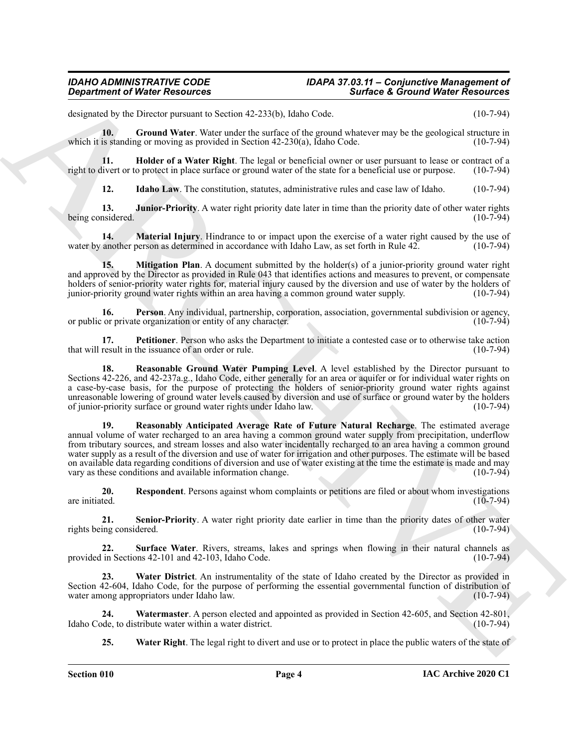designated by the Director pursuant to Section 42-233(b), Idaho Code. (10-7-94)

**10. Ground Water**. Water under the surface of the ground whatever may be the geological structure in which it is standing or moving as provided in Section 42-230(a), Idaho Code. (10-7-94)

**11. Holder of a Water Right**. The legal or beneficial owner or user pursuant to lease or contract of a right to divert or to protect in place surface or ground water of the state for a beneficial use or purpose. (10-7-94)

**12. Idaho Law**. The constitution, statutes, administrative rules and case law of Idaho. (10-7-94)

**13. Junior-Priority**. A water right priority date later in time than the priority date of other water rights being considered. (10-7-94)

**14. Material Injury**. Hindrance to or impact upon the exercise of a water right caused by the use of water by another person as determined in accordance with Idaho Law, as set forth in Rule 42. (10-7-94)

**15. Mitigation Plan**. A document submitted by the holder(s) of a junior-priority ground water right and approved by the Director as provided in Rule 043 that identifies actions and measures to prevent, or compensate holders of senior-priority water rights for, material injury caused by the diversion and use of water by the holders of junior-priority ground water rights within an area having a common ground water supply. (10-7-94)

**16. Person**. Any individual, partnership, corporation, association, governmental subdivision or agency, or public or private organization or entity of any character. (10-7-94)

**17. Petitioner**. Person who asks the Department to initiate a contested case or to otherwise take action that will result in the issuance of an order or rule. (10-7-94)

**18. Reasonable Ground Water Pumping Level**. A level established by the Director pursuant to Sections 42-226, and 42-237a.g., Idaho Code, either generally for an area or aquifer or for individual water rights on a case-by-case basis, for the purpose of protecting the holders of senior-priority ground water rights against unreasonable lowering of ground water levels caused by diversion and use of surface or ground water by the holders of junior-priority surface or ground water rights under Idaho law. (10-7-94)

**19. Reasonably Anticipated Average Rate of Future Natural Recharge**. The estimated average annual volume of water recharged to an area having a common ground water supply from precipitation, underflow from tributary sources, and stream losses and also water incidentally recharged to an area having a common ground water supply as a result of the diversion and use of water for irrigation and other purposes. The estimate will be based on available data regarding conditions of diversion and use of water existing at the time the estimate is made and may vary as these conditions and available information change. (10-7-94)

**20. Respondent**. Persons against whom complaints or petitions are filed or about whom investigations are initiated. (10-7-94)

**21. Senior-Priority**. A water right priority date earlier in time than the priority dates of other water rights being considered. (10-7-94)

**22. Surface Water**. Rivers, streams, lakes and springs when flowing in their natural channels as provided in Sections 42-101 and 42-103, Idaho Code. (10-7-94)

**23. Water District**. An instrumentality of the state of Idaho created by the Director as provided in Section 42-604, Idaho Code, for the purpose of performing the essential governmental function of distribution of water among appropriators under Idaho law. (10-7-94)

**24. Watermaster**. A person elected and appointed as provided in Section 42-605, and Section 42-801, Idaho Code, to distribute water within a water district. (10-7-94)

**25. Water Right**. The legal right to divert and use or to protect in place the public waters of the state of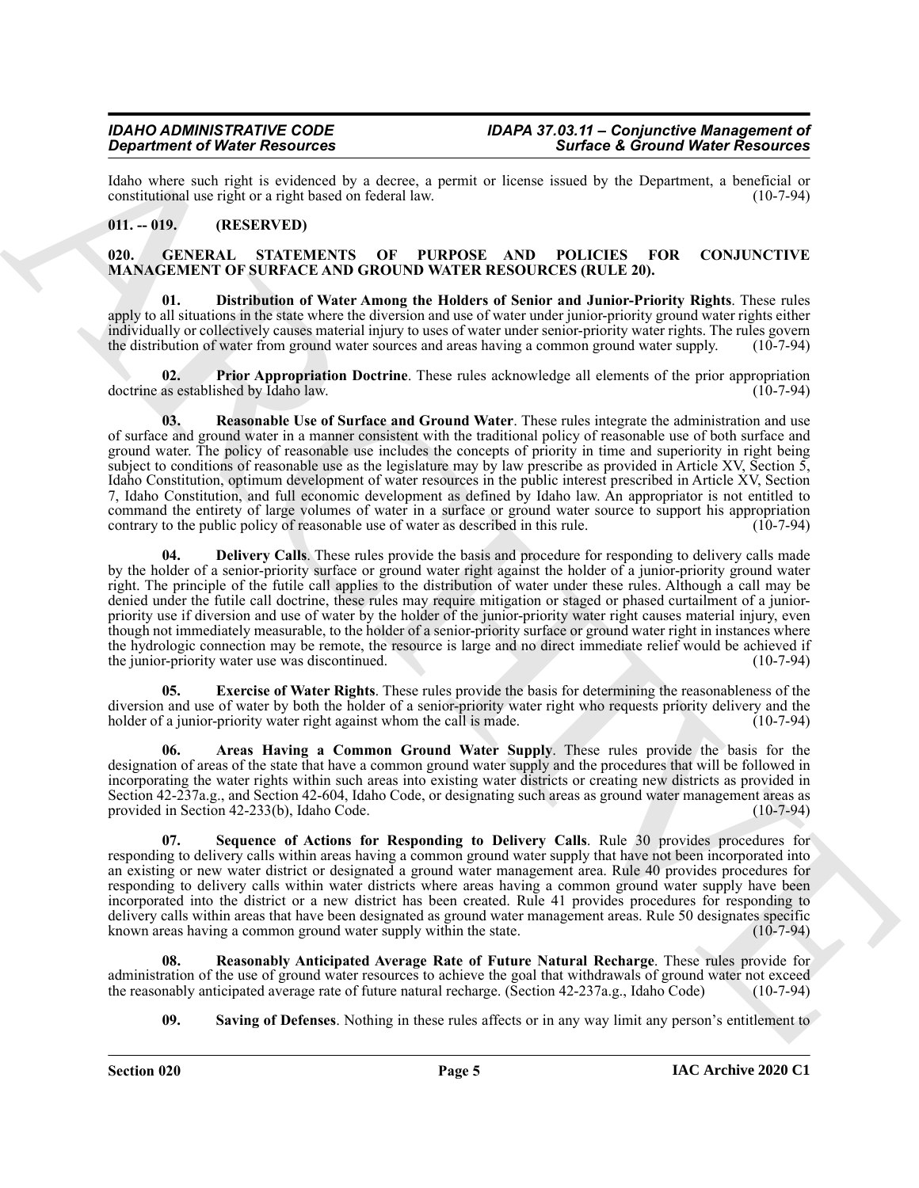Idaho where such right is evidenced by a decree, a permit or license issued by the Department, a beneficial or constitutional use right or a right based on federal law. (10-7-94)

## 011. -- 019. (RESERVED)

## 020. GENERAL STATEMENTS OF PURPOSE AND POLICIES FOR CONJUNCTIVE MANAGEMENT OF SURFACE AND GROUND WATER RESOURCES (RULE 20).

**01. Distribution of Water Among the Holders of Senior and Junior-Priority Rights**. These rules apply to all situations in the state where the diversion and use of water under junior-priority ground water rights either individually or collectively causes material injury to uses of water under senior-priority water rights. The rules govern the distribution of water from ground water sources and areas having a common ground water supply. (10-7-94)

**02. Prior Appropriation Doctrine**. These rules acknowledge all elements of the prior appropriation doctrine as established by Idaho law. (10-7-94)

**03. Reasonable Use of Surface and Ground Water**. These rules integrate the administration and use of surface and ground water in a manner consistent with the traditional policy of reasonable use of both surface and ground water. The policy of reasonable use includes the concepts of priority in time and superiority in right being subject to conditions of reasonable use as the legislature may by law prescribe as provided in Article XV, Section 5, Idaho Constitution, optimum development of water resources in the public interest prescribed in Article XV, Section 7, Idaho Constitution, and full economic development as defined by Idaho law. An appropriator is not entitled to command the entirety of large volumes of water in a surface or ground water source to support his appropriation contrary to the public policy of reasonable use of water as described in this rule. (10-7-94)

**04. Delivery Calls**. These rules provide the basis and procedure for responding to delivery calls made by the holder of a senior-priority surface or ground water right against the holder of a junior-priority ground water right. The principle of the futile call applies to the distribution of water under these rules. Although a call may be denied under the futile call doctrine, these rules may require mitigation or staged or phased curtailment of a junior-priority use if diversion and use of water by the holder of the junior-priority water right causes material injury, even though not immediately measurable, to the holder of a senior-priority surface or ground water right in instances where the hydrologic connection may be remote, the resource is large and no direct immediate relief would be achieved if the junior-priority water use was discontinued. (10-7-94)

**05. Exercise of Water Rights**. These rules provide the basis for determining the reasonableness of the diversion and use of water by both the holder of a senior-priority water right who requests priority delivery and the holder of a junior-priority water right against whom the call is made. (10-7-94)

**06. Areas Having a Common Ground Water Supply**. These rules provide the basis for the designation of areas of the state that have a common ground water supply and the procedures that will be followed in incorporating the water rights within such areas into existing water districts or creating new districts as provided in Section 42-237a.g., and Section 42-604, Idaho Code, or designating such areas as ground water management areas as provided in Section 42-233(b), Idaho Code. (10-7-94)

**07. Sequence of Actions for Responding to Delivery Calls**. Rule 30 provides procedures for responding to delivery calls within areas having a common ground water supply that have not been incorporated into an existing or new water district or designated a ground water management area. Rule 40 provides procedures for responding to delivery calls within water districts where areas having a common ground water supply have been incorporated into the district or a new district has been created. Rule 41 provides procedures for responding to delivery calls within areas that have been designated as ground water management areas. Rule 50 designates specific known areas having a common ground water supply within the state. (10-7-94)

**08. Reasonably Anticipated Average Rate of Future Natural Recharge**. These rules provide for administration of the use of ground water resources to achieve the goal that withdrawals of ground water not exceed the reasonably anticipated average rate of future natural recharge. (Section 42-237a.g., Idaho Code) (10-7-94)

**09. Saving of Defenses**. Nothing in these rules affects or in any way limit any person's entitlement to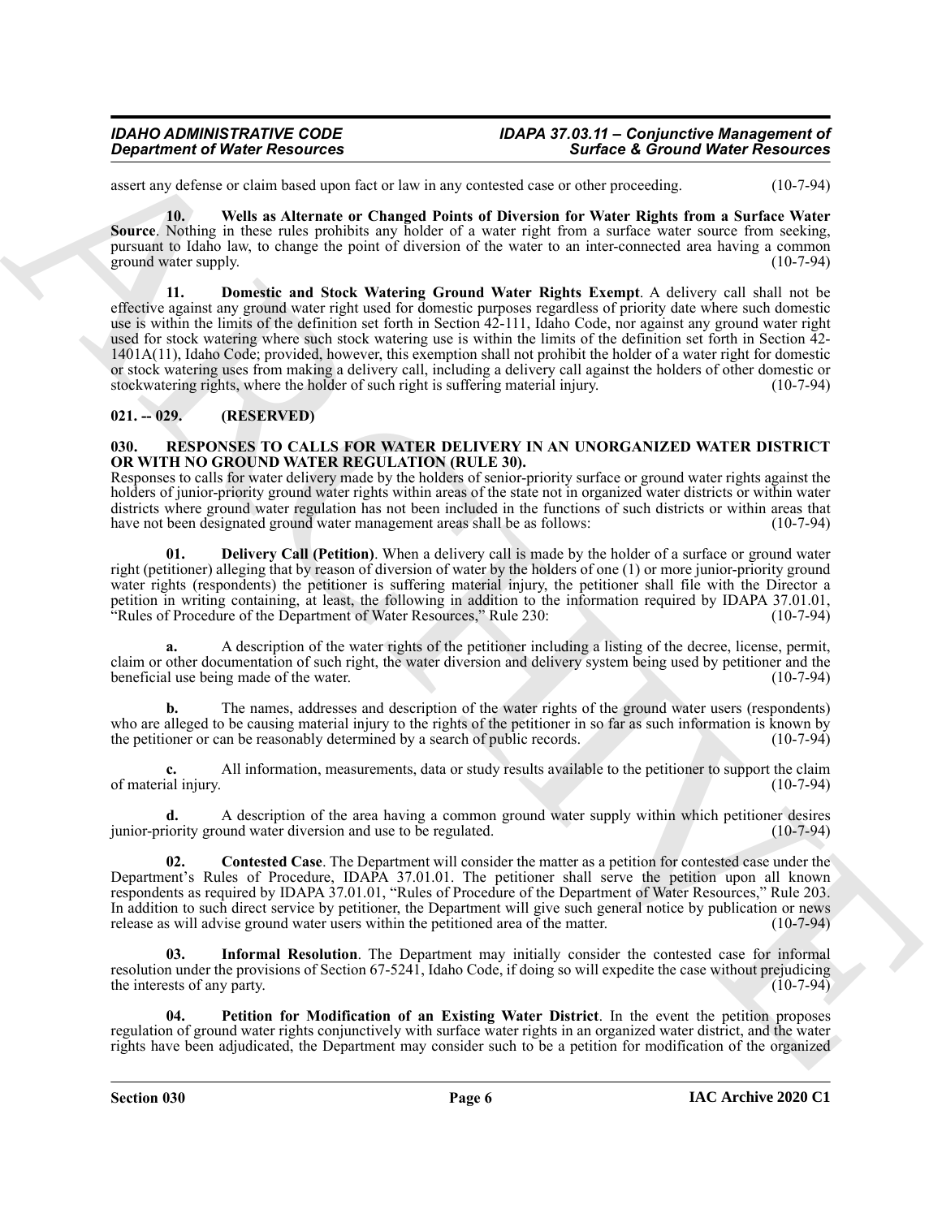assert any defense or claim based upon fact or law in any contested case or other proceeding. (10-7-94)

**10. Wells as Alternate or Changed Points of Diversion for Water Rights from a Surface Water Source**. Nothing in these rules prohibits any holder of a water right from a surface water source from seeking, pursuant to Idaho law, to change the point of diversion of the water to an inter-connected area having a common ground water supply. (10-7-94)

**11. Domestic and Stock Watering Ground Water Rights Exempt**. A delivery call shall not be effective against any ground water right used for domestic purposes regardless of priority date where such domestic use is within the limits of the definition set forth in Section 42-111, Idaho Code, nor against any ground water right used for stock watering where such stock watering use is within the limits of the definition set forth in Section 42-1401A(11), Idaho Code; provided, however, this exemption shall not prohibit the holder of a water right for domestic or stock watering uses from making a delivery call, including a delivery call against the holders of other domestic or stockwatering rights, where the holder of such right is suffering material injury. (10-7-94)

## 021. -- 029. (RESERVED)

## 030. RESPONSES TO CALLS FOR WATER DELIVERY IN AN UNORGANIZED WATER DISTRICT OR WITH NO GROUND WATER REGULATION (RULE 30).

Responses to calls for water delivery made by the holders of senior-priority surface or ground water rights against the holders of junior-priority ground water rights within areas of the state not in organized water districts or within water districts where ground water regulation has not been included in the functions of such districts or within areas that have not been designated ground water management areas shall be as follows: (10-7-94)

**01. Delivery Call (Petition)**. When a delivery call is made by the holder of a surface or ground water right (petitioner) alleging that by reason of diversion of water by the holders of one (1) or more junior-priority ground water rights (respondents) the petitioner is suffering material injury, the petitioner shall file with the Director a petition in writing containing, at least, the following in addition to the information required by IDAPA 37.01.01, "Rules of Procedure of the Department of Water Resources," Rule 230: (10-7-94)

**a.** A description of the water rights of the petitioner including a listing of the decree, license, permit, claim or other documentation of such right, the water diversion and delivery system being used by petitioner and the beneficial use being made of the water. (10-7-94)

**b.** The names, addresses and description of the water rights of the ground water users (respondents) who are alleged to be causing material injury to the rights of the petitioner in so far as such information is known by the petitioner or can be reasonably determined by a search of public records. (10-7-94)

**c.** All information, measurements, data or study results available to the petitioner to support the claim of material injury. (10-7-94)

**d.** A description of the area having a common ground water supply within which petitioner desires junior-priority ground water diversion and use to be regulated. (10-7-94)

**02. Contested Case**. The Department will consider the matter as a petition for contested case under the Department's Rules of Procedure, IDAPA 37.01.01. The petitioner shall serve the petition upon all known respondents as required by IDAPA 37.01.01, "Rules of Procedure of the Department of Water Resources," Rule 203. In addition to such direct service by petitioner, the Department will give such general notice by publication or news release as will advise ground water users within the petitioned area of the matter. (10-7-94)

**03. Informal Resolution**. The Department may initially consider the contested case for informal resolution under the provisions of Section 67-5241, Idaho Code, if doing so will expedite the case without prejudicing the interests of any party. (10-7-94)

**04. Petition for Modification of an Existing Water District**. In the event the petition proposes regulation of ground water rights conjunctively with surface water rights in an organized water district, and the water rights have been adjudicated, the Department may consider such to be a petition for modification of the organized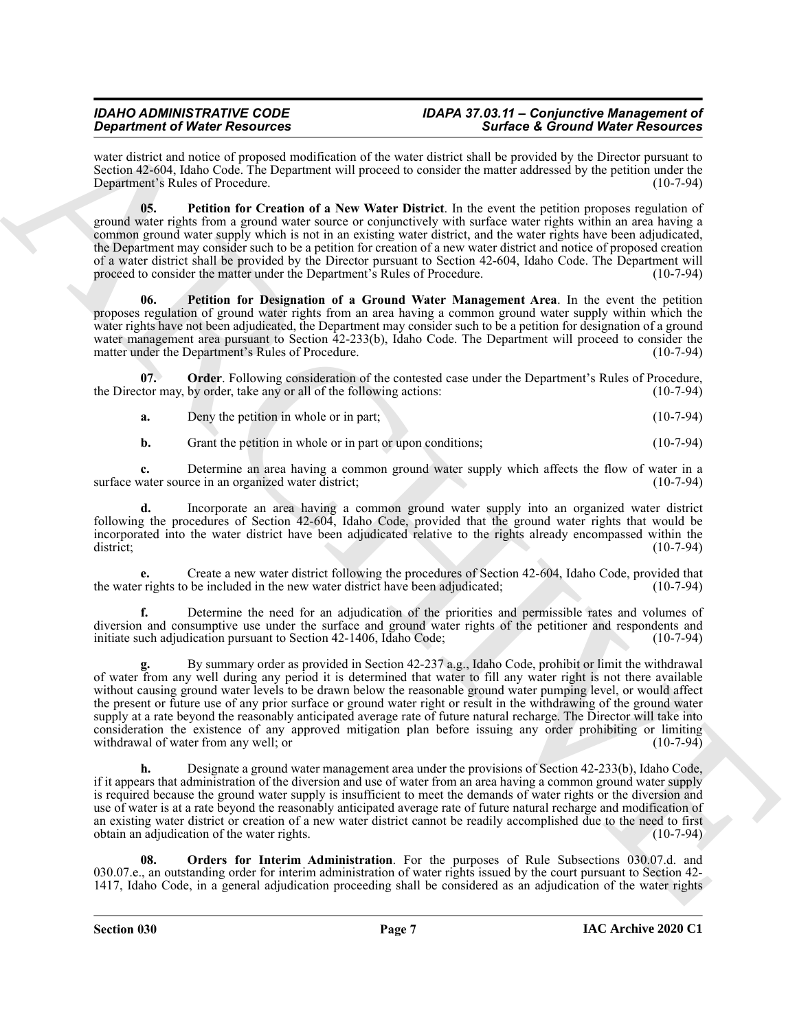water district and notice of proposed modification of the water district shall be provided by the Director pursuant to Section 42-604, Idaho Code. The Department will proceed to consider the matter addressed by the petition under the Department's Rules of Procedure. (10-7-94)

**05. Petition for Creation of a New Water District**. In the event the petition proposes regulation of ground water rights from a ground water source or conjunctively with surface water rights within an area having a common ground water supply which is not in an existing water district, and the water rights have been adjudicated, the Department may consider such to be a petition for creation of a new water district and notice of proposed creation of a water district shall be provided by the Director pursuant to Section 42-604, Idaho Code. The Department will proceed to consider the matter under the Department's Rules of Procedure. (10-7-94)

**06. Petition for Designation of a Ground Water Management Area**. In the event the petition proposes regulation of ground water rights from an area having a common ground water supply within which the water rights have not been adjudicated, the Department may consider such to be a petition for designation of a ground water management area pursuant to Section 42-233(b), Idaho Code. The Department will proceed to consider the matter under the Department's Rules of Procedure. (10-7-94)

**07. Order**. Following consideration of the contested case under the Department's Rules of Procedure, the Director may, by order, take any or all of the following actions: (10-7-94)

**a.** Deny the petition in whole or in part; (10-7-94)

**b.** Grant the petition in whole or in part or upon conditions; (10-7-94)

**c.** Determine an area having a common ground water supply which affects the flow of water in a surface water source in an organized water district; (10-7-94)

**d.** Incorporate an area having a common ground water supply into an organized water district following the procedures of Section 42-604, Idaho Code, provided that the ground water rights that would be incorporated into the water district have been adjudicated relative to the rights already encompassed within the district; (10-7-94)

**e.** Create a new water district following the procedures of Section 42-604, Idaho Code, provided that the water rights to be included in the new water district have been adjudicated; (10-7-94)

**f.** Determine the need for an adjudication of the priorities and permissible rates and volumes of diversion and consumptive use under the surface and ground water rights of the petitioner and respondents and initiate such adjudication pursuant to Section 42-1406, Idaho Code; (10-7-94)

**g.** By summary order as provided in Section 42-237 a.g., Idaho Code, prohibit or limit the withdrawal of water from any well during any period it is determined that water to fill any water right is not there available without causing ground water levels to be drawn below the reasonable ground water pumping level, or would affect the present or future use of any prior surface or ground water right or result in the withdrawing of the ground water supply at a rate beyond the reasonably anticipated average rate of future natural recharge. The Director will take into consideration the existence of any approved mitigation plan before issuing any order prohibiting or limiting withdrawal of water from any well; or (10-7-94)

**h.** Designate a ground water management area under the provisions of Section 42-233(b), Idaho Code, if it appears that administration of the diversion and use of water from an area having a common ground water supply is required because the ground water supply is insufficient to meet the demands of water rights or the diversion and use of water is at a rate beyond the reasonably anticipated average rate of future natural recharge and modification of an existing water district or creation of a new water district cannot be readily accomplished due to the need to first obtain an adjudication of the water rights. (10-7-94)

**08. Orders for Interim Administration**. For the purposes of Rule Subsections 030.07.d. and 030.07.e., an outstanding order for interim administration of water rights issued by the court pursuant to Section 42-1417, Idaho Code, in a general adjudication proceeding shall be considered as an adjudication of the water rights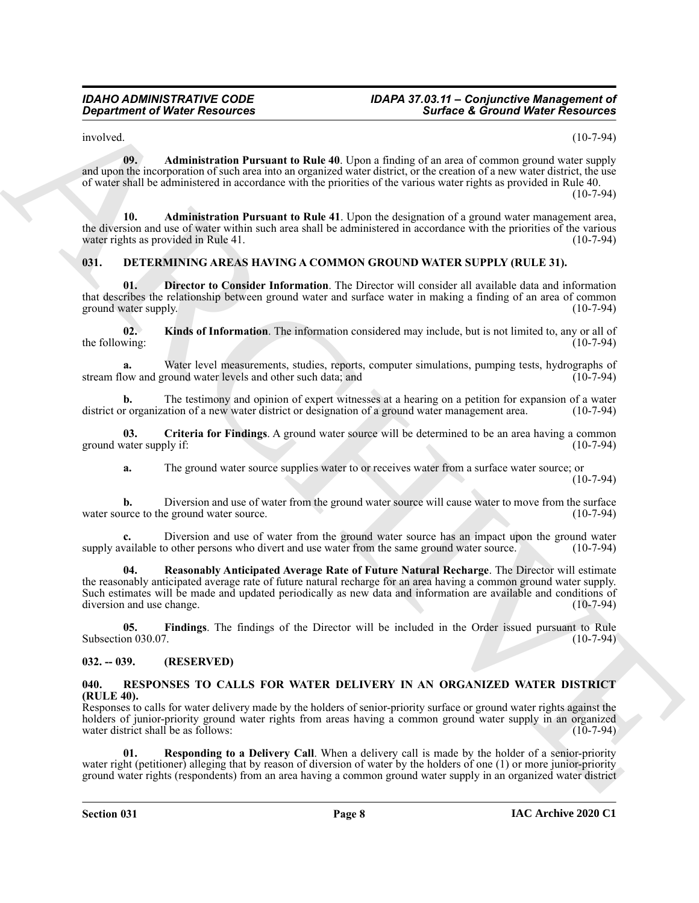involved. (10-7-94)

**09. Administration Pursuant to Rule 40**. Upon a finding of an area of common ground water supply and upon the incorporation of such area into an organized water district, or the creation of a new water district, the use of water shall be administered in accordance with the priorities of the various water rights as provided in Rule 40. (10-7-94)

**10. Administration Pursuant to Rule 41**. Upon the designation of a ground water management area, the diversion and use of water within such area shall be administered in accordance with the priorities of the various water rights as provided in Rule 41. (10-7-94)

## 031. DETERMINING AREAS HAVING A COMMON GROUND WATER SUPPLY (RULE 31).

**01. Director to Consider Information**. The Director will consider all available data and information that describes the relationship between ground water and surface water in making a finding of an area of common ground water supply. (10-7-94)

**02. Kinds of Information**. The information considered may include, but is not limited to, any or all of the following: (10-7-94)

**a.** Water level measurements, studies, reports, computer simulations, pumping tests, hydrographs of stream flow and ground water levels and other such data; and (10-7-94)

**b.** The testimony and opinion of expert witnesses at a hearing on a petition for expansion of a water district or organization of a new water district or designation of a ground water management area. (10-7-94)

**03. Criteria for Findings**. A ground water source will be determined to be an area having a common ground water supply if: (10-7-94)

**a.** The ground water source supplies water to or receives water from a surface water source; or (10-7-94)

**b.** Diversion and use of water from the ground water source will cause water to move from the surface water source to the ground water source. (10-7-94)

**c.** Diversion and use of water from the ground water source has an impact upon the ground water supply available to other persons who divert and use water from the same ground water source. (10-7-94)

**04. Reasonably Anticipated Average Rate of Future Natural Recharge**. The Director will estimate the reasonably anticipated average rate of future natural recharge for an area having a common ground water supply. Such estimates will be made and updated periodically as new data and information are available and conditions of diversion and use change. (10-7-94)

**05. Findings**. The findings of the Director will be included in the Order issued pursuant to Rule Subsection 030.07. (10-7-94)

## 032. -- 039. (RESERVED)

## 040. RESPONSES TO CALLS FOR WATER DELIVERY IN AN ORGANIZED WATER DISTRICT (RULE 40).

Responses to calls for water delivery made by the holders of senior-priority surface or ground water rights against the holders of junior-priority ground water rights from areas having a common ground water supply in an organized water district shall be as follows: (10-7-94)

**01. Responding to a Delivery Call**. When a delivery call is made by the holder of a senior-priority water right (petitioner) alleging that by reason of diversion of water by the holders of one (1) or more junior-priority ground water rights (respondents) from an area having a common ground water supply in an organized water district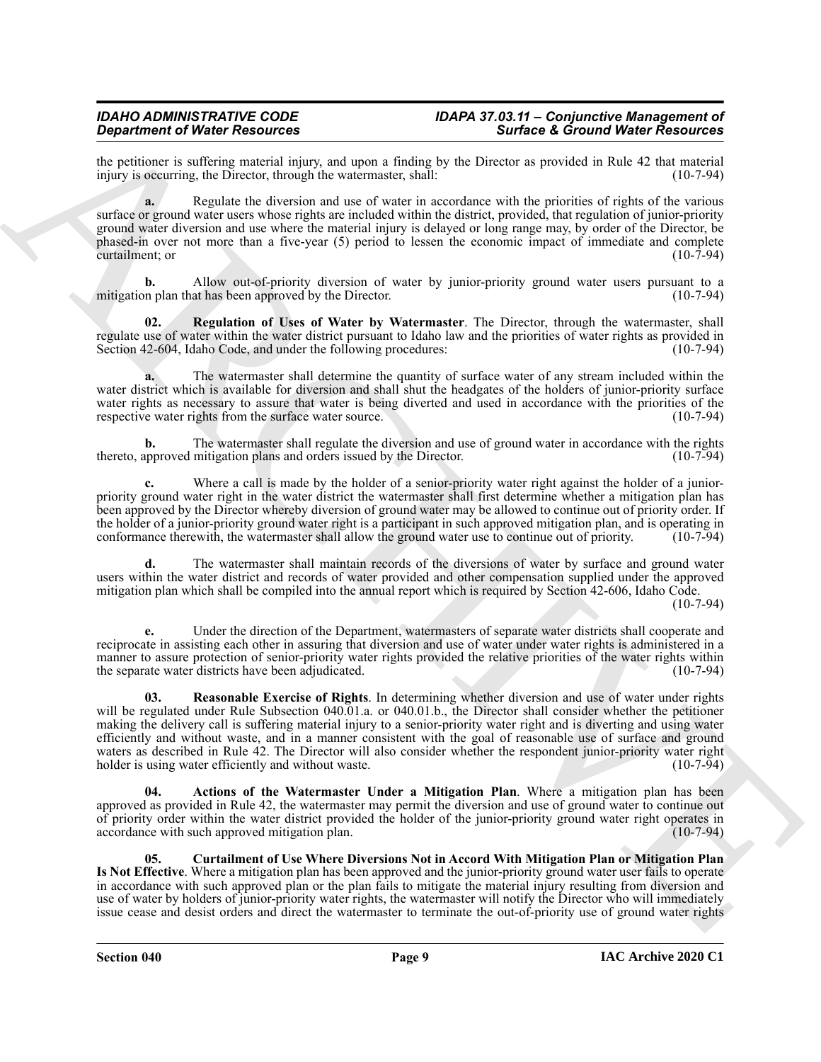the petitioner is suffering material injury, and upon a finding by the Director as provided in Rule 42 that material injury is occurring, the Director, through the watermaster, shall: (10-7-94)

**a.** Regulate the diversion and use of water in accordance with the priorities of rights of the various surface or ground water users whose rights are included within the district, provided, that regulation of junior-priority ground water diversion and use where the material injury is delayed or long range may, by order of the Director, be phased-in over not more than a five-year (5) period to lessen the economic impact of immediate and complete curtailment; or (10-7-94)

**b.** Allow out-of-priority diversion of water by junior-priority ground water users pursuant to a mitigation plan that has been approved by the Director. (10-7-94)

**02. Regulation of Uses of Water by Watermaster**. The Director, through the watermaster, shall regulate use of water within the water district pursuant to Idaho law and the priorities of water rights as provided in Section 42-604, Idaho Code, and under the following procedures: (10-7-94)

**a.** The watermaster shall determine the quantity of surface water of any stream included within the water district which is available for diversion and shall shut the headgates of the holders of junior-priority surface water rights as necessary to assure that water is being diverted and used in accordance with the priorities of the respective water rights from the surface water source. (10-7-94)

**b.** The watermaster shall regulate the diversion and use of ground water in accordance with the rights thereto, approved mitigation plans and orders issued by the Director. (10-7-94)

**c.** Where a call is made by the holder of a senior-priority water right against the holder of a junior-priority ground water right in the water district the watermaster shall first determine whether a mitigation plan has been approved by the Director whereby diversion of ground water may be allowed to continue out of priority order. If the holder of a junior-priority ground water right is a participant in such approved mitigation plan, and is operating in conformance therewith, the watermaster shall allow the ground water use to continue out of priority. (10-7-94)

**d.** The watermaster shall maintain records of the diversions of water by surface and ground water users within the water district and records of water provided and other compensation supplied under the approved mitigation plan which shall be compiled into the annual report which is required by Section 42-606, Idaho Code. (10-7-94)

**e.** Under the direction of the Department, watermasters of separate water districts shall cooperate and reciprocate in assisting each other in assuring that diversion and use of water under water rights is administered in a manner to assure protection of senior-priority water rights provided the relative priorities of the water rights within the separate water districts have been adjudicated. (10-7-94)

**03. Reasonable Exercise of Rights**. In determining whether diversion and use of water under rights will be regulated under Rule Subsection 040.01.a. or 040.01.b., the Director shall consider whether the petitioner making the delivery call is suffering material injury to a senior-priority water right and is diverting and using water efficiently and without waste, and in a manner consistent with the goal of reasonable use of surface and ground waters as described in Rule 42. The Director will also consider whether the respondent junior-priority water right holder is using water efficiently and without waste. (10-7-94)

**04. Actions of the Watermaster Under a Mitigation Plan**. Where a mitigation plan has been approved as provided in Rule 42, the watermaster may permit the diversion and use of ground water to continue out of priority order within the water district provided the holder of the junior-priority ground water right operates in accordance with such approved mitigation plan. (10-7-94)

**05. Curtailment of Use Where Diversions Not in Accord With Mitigation Plan or Mitigation Plan Is Not Effective**. Where a mitigation plan has been approved and the junior-priority ground water user fails to operate in accordance with such approved plan or the plan fails to mitigate the material injury resulting from diversion and use of water by holders of junior-priority water rights, the watermaster will notify the Director who will immediately issue cease and desist orders and direct the watermaster to terminate the out-of-priority use of ground water rights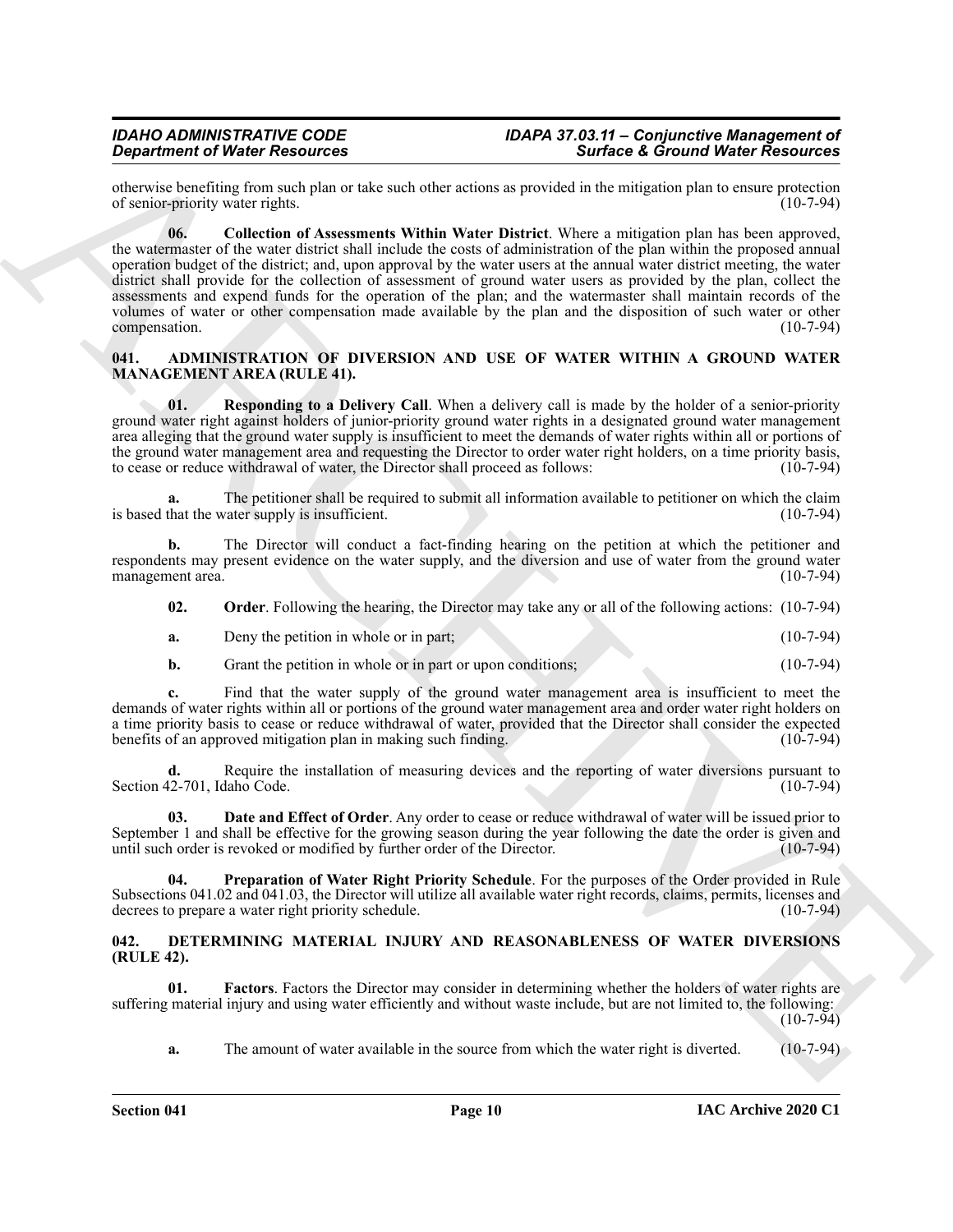otherwise benefiting from such plan or take such other actions as provided in the mitigation plan to ensure protection of senior-priority water rights. (10-7-94)

**06. Collection of Assessments Within Water District**. Where a mitigation plan has been approved, the watermaster of the water district shall include the costs of administration of the plan within the proposed annual operation budget of the district; and, upon approval by the water users at the annual water district meeting, the water district shall provide for the collection of assessment of ground water users as provided by the plan, collect the assessments and expend funds for the operation of the plan; and the watermaster shall maintain records of the volumes of water or other compensation made available by the plan and the disposition of such water or other compensation. (10-7-94)

## 041. ADMINISTRATION OF DIVERSION AND USE OF WATER WITHIN A GROUND WATER MANAGEMENT AREA (RULE 41).

**01. Responding to a Delivery Call**. When a delivery call is made by the holder of a senior-priority ground water right against holders of junior-priority ground water rights in a designated ground water management area alleging that the ground water supply is insufficient to meet the demands of water rights within all or portions of the ground water management area and requesting the Director to order water right holders, on a time priority basis, to cease or reduce withdrawal of water, the Director shall proceed as follows: (10-7-94)

**a.** The petitioner shall be required to submit all information available to petitioner on which the claim is based that the water supply is insufficient. (10-7-94)

**b.** The Director will conduct a fact-finding hearing on the petition at which the petitioner and respondents may present evidence on the water supply, and the diversion and use of water from the ground water management area. (10-7-94)

**02. Order**. Following the hearing, the Director may take any or all of the following actions: (10-7-94)

**a.** Deny the petition in whole or in part; (10-7-94)

**b.** Grant the petition in whole or in part or upon conditions; (10-7-94)

**c.** Find that the water supply of the ground water management area is insufficient to meet the demands of water rights within all or portions of the ground water management area and order water right holders on a time priority basis to cease or reduce withdrawal of water, provided that the Director shall consider the expected benefits of an approved mitigation plan in making such finding. (10-7-94)

**d.** Require the installation of measuring devices and the reporting of water diversions pursuant to Section 42-701, Idaho Code. (10-7-94)

**03. Date and Effect of Order**. Any order to cease or reduce withdrawal of water will be issued prior to September 1 and shall be effective for the growing season during the year following the date the order is given and until such order is revoked or modified by further order of the Director. (10-7-94)

**04. Preparation of Water Right Priority Schedule**. For the purposes of the Order provided in Rule Subsections 041.02 and 041.03, the Director will utilize all available water right records, claims, permits, licenses and decrees to prepare a water right priority schedule. (10-7-94)

## 042. DETERMINING MATERIAL INJURY AND REASONABLENESS OF WATER DIVERSIONS (RULE 42).

**01. Factors**. Factors the Director may consider in determining whether the holders of water rights are suffering material injury and using water efficiently and without waste include, but are not limited to, the following: (10-7-94)

**a.** The amount of water available in the source from which the water right is diverted. (10-7-94)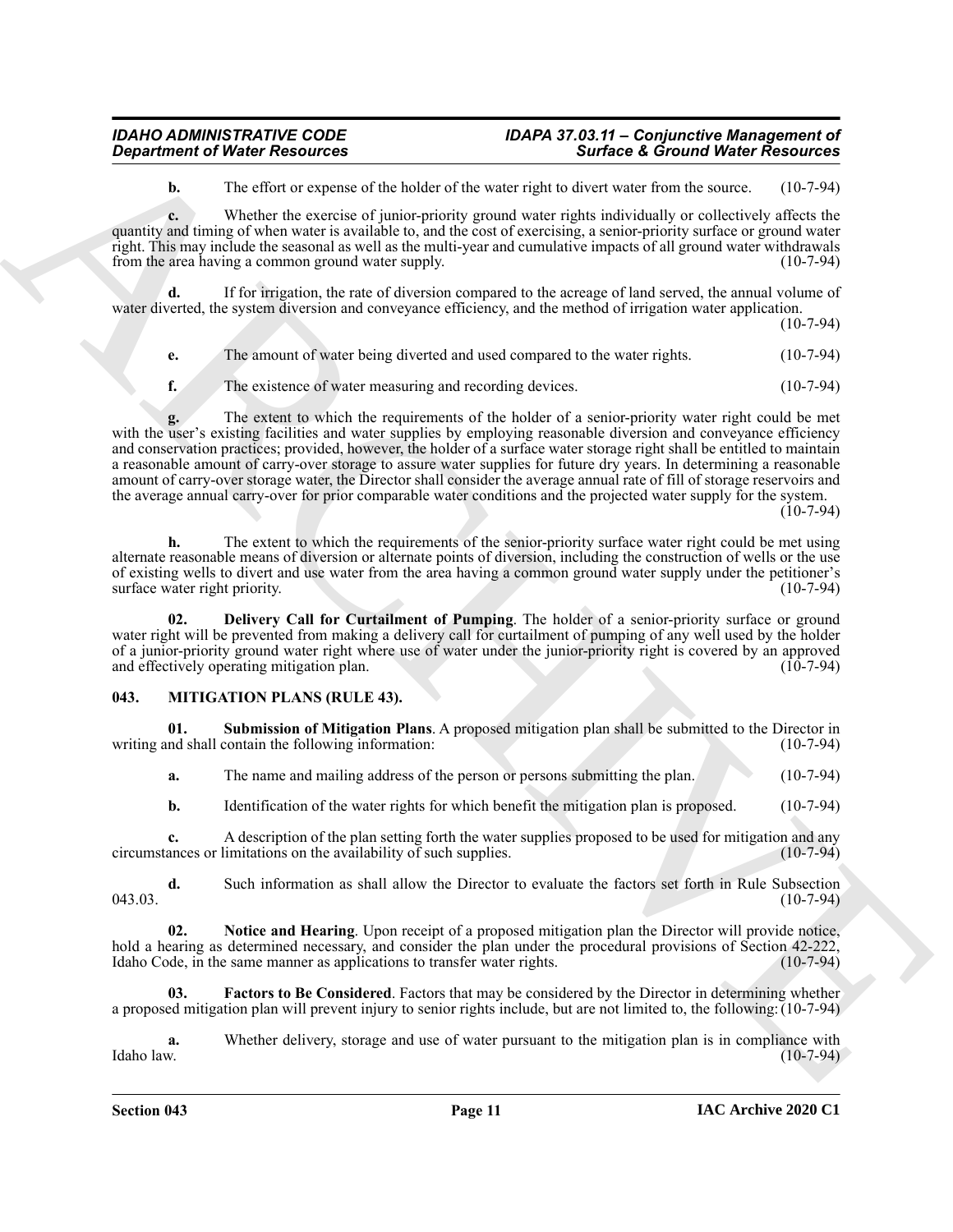**b.** The effort or expense of the holder of the water right to divert water from the source. (10-7-94)

**c.** Whether the exercise of junior-priority ground water rights individually or collectively affects the quantity and timing of when water is available to, and the cost of exercising, a senior-priority surface or ground water right. This may include the seasonal as well as the multi-year and cumulative impacts of all ground water withdrawals from the area having a common ground water supply. (10-7-94)

**d.** If for irrigation, the rate of diversion compared to the acreage of land served, the annual volume of water diverted, the system diversion and conveyance efficiency, and the method of irrigation water application. (10-7-94)

**e.** The amount of water being diverted and used compared to the water rights. (10-7-94)

**f.** The existence of water measuring and recording devices. (10-7-94)

**g.** The extent to which the requirements of the holder of a senior-priority water right could be met with the user's existing facilities and water supplies by employing reasonable diversion and conveyance efficiency and conservation practices; provided, however, the holder of a surface water storage right shall be entitled to maintain a reasonable amount of carry-over storage to assure water supplies for future dry years. In determining a reasonable amount of carry-over storage water, the Director shall consider the average annual rate of fill of storage reservoirs and the average annual carry-over for prior comparable water conditions and the projected water supply for the system. (10-7-94)

**h.** The extent to which the requirements of the senior-priority surface water right could be met using alternate reasonable means of diversion or alternate points of diversion, including the construction of wells or the use of existing wells to divert and use water from the area having a common ground water supply under the petitioner's surface water right priority. (10-7-94)

**02. Delivery Call for Curtailment of Pumping**. The holder of a senior-priority surface or ground water right will be prevented from making a delivery call for curtailment of pumping of any well used by the holder of a junior-priority ground water right where use of water under the junior-priority right is covered by an approved and effectively operating mitigation plan. (10-7-94)

## 043. MITIGATION PLANS (RULE 43).

**01. Submission of Mitigation Plans**. A proposed mitigation plan shall be submitted to the Director in writing and shall contain the following information: (10-7-94)

**a.** The name and mailing address of the person or persons submitting the plan. (10-7-94)

**b.** Identification of the water rights for which benefit the mitigation plan is proposed. (10-7-94)

**c.** A description of the plan setting forth the water supplies proposed to be used for mitigation and any circumstances or limitations on the availability of such supplies. (10-7-94)

**d.** Such information as shall allow the Director to evaluate the factors set forth in Rule Subsection 043.03. (10-7-94)

**02. Notice and Hearing**. Upon receipt of a proposed mitigation plan the Director will provide notice, hold a hearing as determined necessary, and consider the plan under the procedural provisions of Section 42-222, Idaho Code, in the same manner as applications to transfer water rights. (10-7-94)

**03. Factors to Be Considered**. Factors that may be considered by the Director in determining whether a proposed mitigation plan will prevent injury to senior rights include, but are not limited to, the following: (10-7-94)

**a.** Whether delivery, storage and use of water pursuant to the mitigation plan is in compliance with Idaho law. (10-7-94)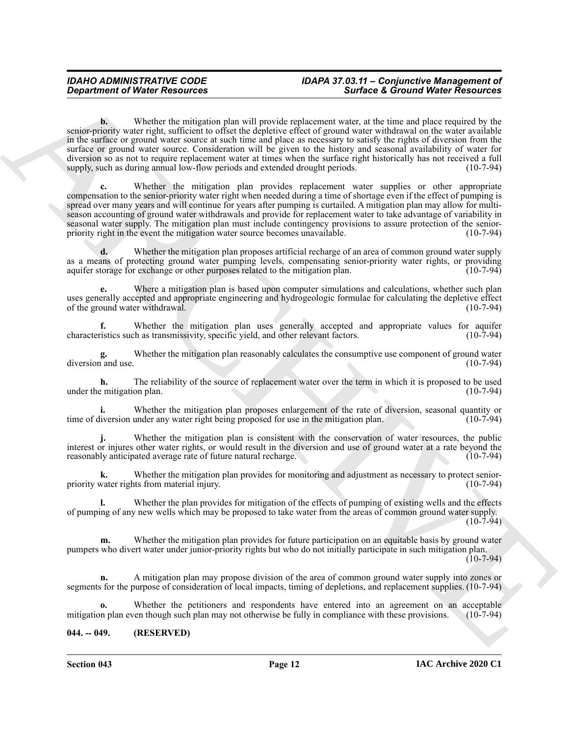**b.** Whether the mitigation plan will provide replacement water, at the time and place required by the senior-priority water right, sufficient to offset the depletive effect of ground water withdrawal on the water available in the surface or ground water source at such time and place as necessary to satisfy the rights of diversion from the surface or ground water source. Consideration will be given to the history and seasonal availability of water for diversion so as not to require replacement water at times when the surface right historically has not received a full supply, such as during annual low-flow periods and extended drought periods. (10-7-94)

**c.** Whether the mitigation plan provides replacement water supplies or other appropriate compensation to the senior-priority water right when needed during a time of shortage even if the effect of pumping is spread over many years and will continue for years after pumping is curtailed. A mitigation plan may allow for multi-season accounting of ground water withdrawals and provide for replacement water to take advantage of variability in seasonal water supply. The mitigation plan must include contingency provisions to assure protection of the senior-priority right in the event the mitigation water source becomes unavailable. (10-7-94)

**d.** Whether the mitigation plan proposes artificial recharge of an area of common ground water supply as a means of protecting ground water pumping levels, compensating senior-priority water rights, or providing aquifer storage for exchange or other purposes related to the mitigation plan. (10-7-94)

**e.** Where a mitigation plan is based upon computer simulations and calculations, whether such plan uses generally accepted and appropriate engineering and hydrogeologic formulae for calculating the depletive effect of the ground water withdrawal. (10-7-94)

**f.** Whether the mitigation plan uses generally accepted and appropriate values for aquifer characteristics such as transmissivity, specific yield, and other relevant factors. (10-7-94)

**g.** Whether the mitigation plan reasonably calculates the consumptive use component of ground water diversion and use. (10-7-94)

**h.** The reliability of the source of replacement water over the term in which it is proposed to be used under the mitigation plan. (10-7-94)

**i.** Whether the mitigation plan proposes enlargement of the rate of diversion, seasonal quantity or time of diversion under any water right being proposed for use in the mitigation plan. (10-7-94)

**j.** Whether the mitigation plan is consistent with the conservation of water resources, the public interest or injures other water rights, or would result in the diversion and use of ground water at a rate beyond the reasonably anticipated average rate of future natural recharge. (10-7-94)

**k.** Whether the mitigation plan provides for monitoring and adjustment as necessary to protect senior-priority water rights from material injury. (10-7-94)

**l.** Whether the plan provides for mitigation of the effects of pumping of existing wells and the effects of pumping of any new wells which may be proposed to take water from the areas of common ground water supply. (10-7-94)

**m.** Whether the mitigation plan provides for future participation on an equitable basis by ground water pumpers who divert water under junior-priority rights but who do not initially participate in such mitigation plan. (10-7-94)

**n.** A mitigation plan may propose division of the area of common ground water supply into zones or segments for the purpose of consideration of local impacts, timing of depletions, and replacement supplies. (10-7-94)

**o.** Whether the petitioners and respondents have entered into an agreement on an acceptable mitigation plan even though such plan may not otherwise be fully in compliance with these provisions. (10-7-94)

## 044. -- 049. (RESERVED)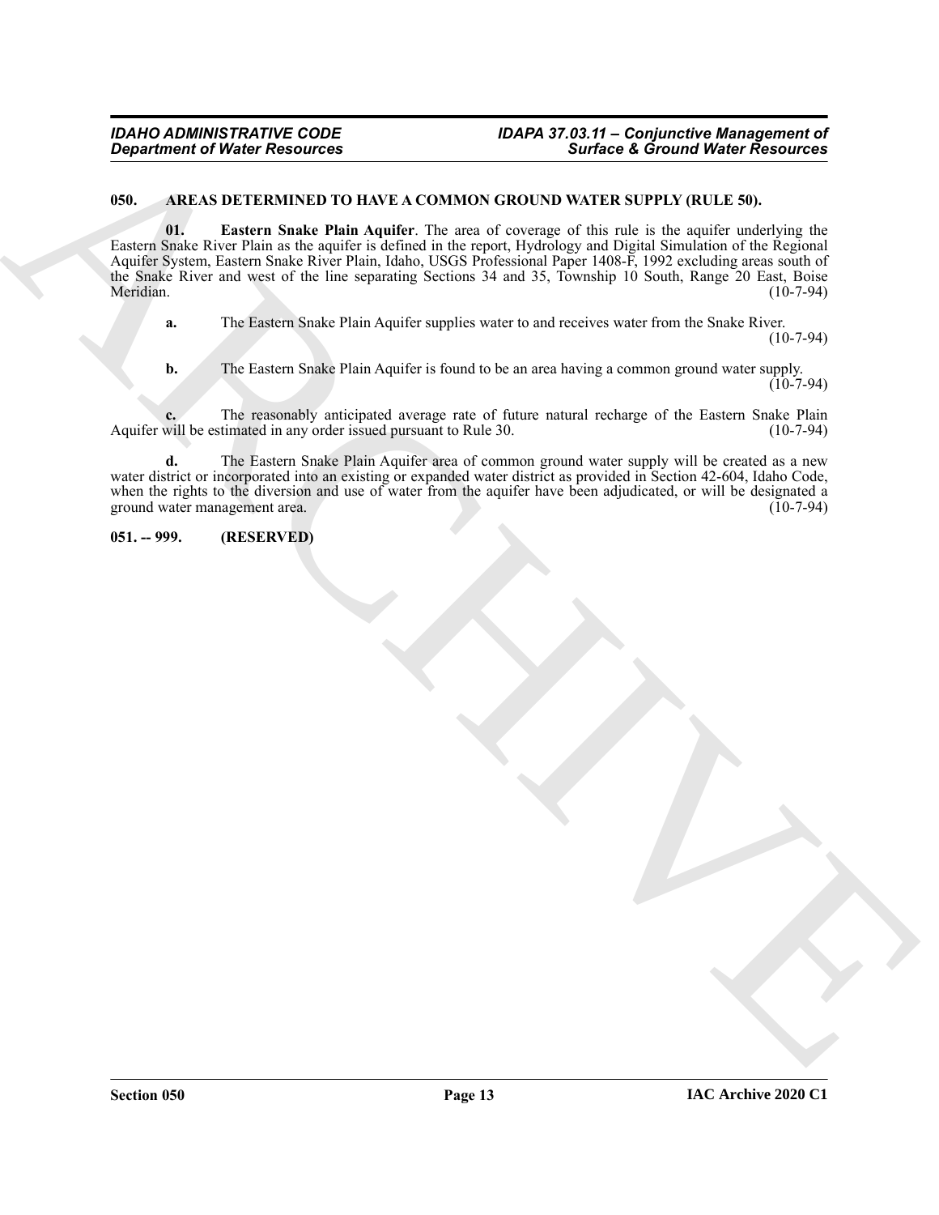## 050. AREAS DETERMINED TO HAVE A COMMON GROUND WATER SUPPLY (RULE 50).

**01. Eastern Snake Plain Aquifer**. The area of coverage of this rule is the aquifer underlying the Eastern Snake River Plain as the aquifer is defined in the report, Hydrology and Digital Simulation of the Regional Aquifer System, Eastern Snake River Plain, Idaho, USGS Professional Paper 1408-F, 1992 excluding areas south of the Snake River and west of the line separating Sections 34 and 35, Township 10 South, Range 20 East, Boise Meridian. (10-7-94)

**a.** The Eastern Snake Plain Aquifer supplies water to and receives water from the Snake River. (10-7-94)

**b.** The Eastern Snake Plain Aquifer is found to be an area having a common ground water supply. (10-7-94)

**c.** The reasonably anticipated average rate of future natural recharge of the Eastern Snake Plain Aquifer will be estimated in any order issued pursuant to Rule 30. (10-7-94)

**d.** The Eastern Snake Plain Aquifer area of common ground water supply will be created as a new water district or incorporated into an existing or expanded water district as provided in Section 42-604, Idaho Code, when the rights to the diversion and use of water from the aquifer have been adjudicated, or will be designated a ground water management area. (10-7-94)

## 051. -- 999. (RESERVED)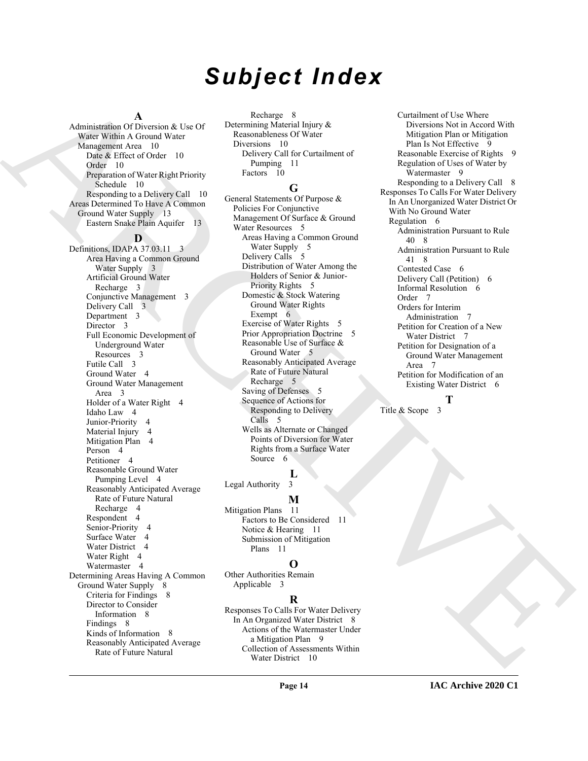# Subject Index

**A**

Administration Of Diversion & Use Of Water Within A Ground Water Management Area 10
- Date & Effect of Order 10
- Order 10
- Preparation of Water Right Priority Schedule 10
- Responding to a Delivery Call 10

Areas Determined To Have A Common Ground Water Supply 13
- Eastern Snake Plain Aquifer 13

**D**

Definitions, IDAPA 37.03.11 3
- Area Having a Common Ground Water Supply 3
- Artificial Ground Water Recharge 3
- Conjunctive Management 3
- Delivery Call 3
- Department 3
- Director 3
- Full Economic Development of Underground Water Resources 3
- Futile Call 3
- Ground Water 4
- Ground Water Management Area 3
- Holder of a Water Right 4
- Idaho Law 4
- Junior-Priority 4
- Material Injury 4
- Mitigation Plan 4
- Person 4
- Petitioner 4
- Reasonable Ground Water Pumping Level 4
- Reasonably Anticipated Average Rate of Future Natural Recharge 4
- Respondent 4
- Senior-Priority 4
- Surface Water 4
- Water District 4
- Water Right 4
- Watermaster 4

Determining Areas Having A Common Ground Water Supply 8
- Criteria for Findings 8
- Director to Consider Information 8
- Findings 8
- Kinds of Information 8
- Reasonably Anticipated Average Rate of Future Natural Recharge 8

Determining Material Injury & Reasonableness Of Water Diversions 10
- Delivery Call for Curtailment of Pumping 11
- Factors 10

**G**

General Statements Of Purpose & Policies For Conjunctive Management Of Surface & Ground Water Resources 5
- Areas Having a Common Ground Water Supply 5
- Delivery Calls 5
- Distribution of Water Among the Holders of Senior & Junior-Priority Rights 5
- Domestic & Stock Watering Ground Water Rights Exempt 6
- Exercise of Water Rights 5
- Prior Appropriation Doctrine 5
- Reasonable Use of Surface & Ground Water 5
- Reasonably Anticipated Average Rate of Future Natural Recharge 5
- Saving of Defenses 5
- Sequence of Actions for Responding to Delivery Calls 5
- Wells as Alternate or Changed Points of Diversion for Water Rights from a Surface Water Source 6

**L**

Legal Authority 3

**M**

Mitigation Plans 11
- Factors to Be Considered 11
- Notice & Hearing 11
- Submission of Mitigation Plans 11

**O**

Other Authorities Remain Applicable 3

**R**

Responses To Calls For Water Delivery In An Organized Water District 8
- Actions of the Watermaster Under a Mitigation Plan 9
- Collection of Assessments Within Water District 10
- Curtailment of Use Where Diversions Not in Accord With Mitigation Plan or Mitigation Plan Is Not Effective 9
- Reasonable Exercise of Rights 9
- Regulation of Uses of Water by Watermaster 9
- Responding to a Delivery Call 8

Responses To Calls For Water Delivery In An Unorganized Water District Or With No Ground Water Regulation 6
- Administration Pursuant to Rule 40 8
- Administration Pursuant to Rule 41 8
- Contested Case 6
- Delivery Call (Petition) 6
- Informal Resolution 6
- Order 7
- Orders for Interim Administration 7
- Petition for Creation of a New Water District 7
- Petition for Designation of a Ground Water Management Area 7
- Petition for Modification of an Existing Water District 6

**T**

Title & Scope 3